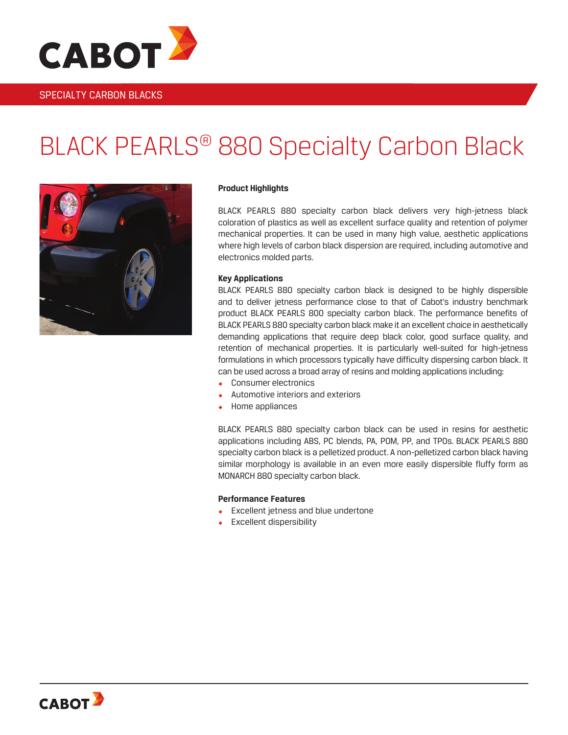CABOT

SPECIALTY CARBON BLACKS

# BLACK PEARLS® 880 Specialty Carbon Black

**Product Highlights**

BLACK PEARLS 880 specialty carbon black delivers very high-jetness black coloration of plastics as well as excellent surface quality and retention of polymer mechanical properties. It can be used in many high value, aesthetic applications where high levels of carbon black dispersion are required, including automotive and electronics molded parts.

**Key Applications**

BLACK PEARLS 880 specialty carbon black is designed to be highly dispersible and to deliver jetness performance close to that of Cabot's industry benchmark product BLACK PEARLS 800 specialty carbon black. The performance benefits of BLACK PEARLS 880 specialty carbon black make it an excellent choice in aesthetically demanding applications that require deep black color, good surface quality, and retention of mechanical properties. It is particularly well-suited for high-jetness formulations in which processors typically have difficulty dispersing carbon black. It can be used across a broad array of resins and molding applications including:

- Consumer electronics
- Automotive interiors and exteriors
- Home appliances

BLACK PEARLS 880 specialty carbon black can be used in resins for aesthetic applications including ABS, PC blends, PA, POM, PP, and TPOs. BLACK PEARLS 880 specialty carbon black is a pelletized product. A non-pelletized carbon black having similar morphology is available in an even more easily dispersible fluffy form as MONARCH 880 specialty carbon black.

**Performance Features**

- Excellent jetness and blue undertone
- Excellent dispersibility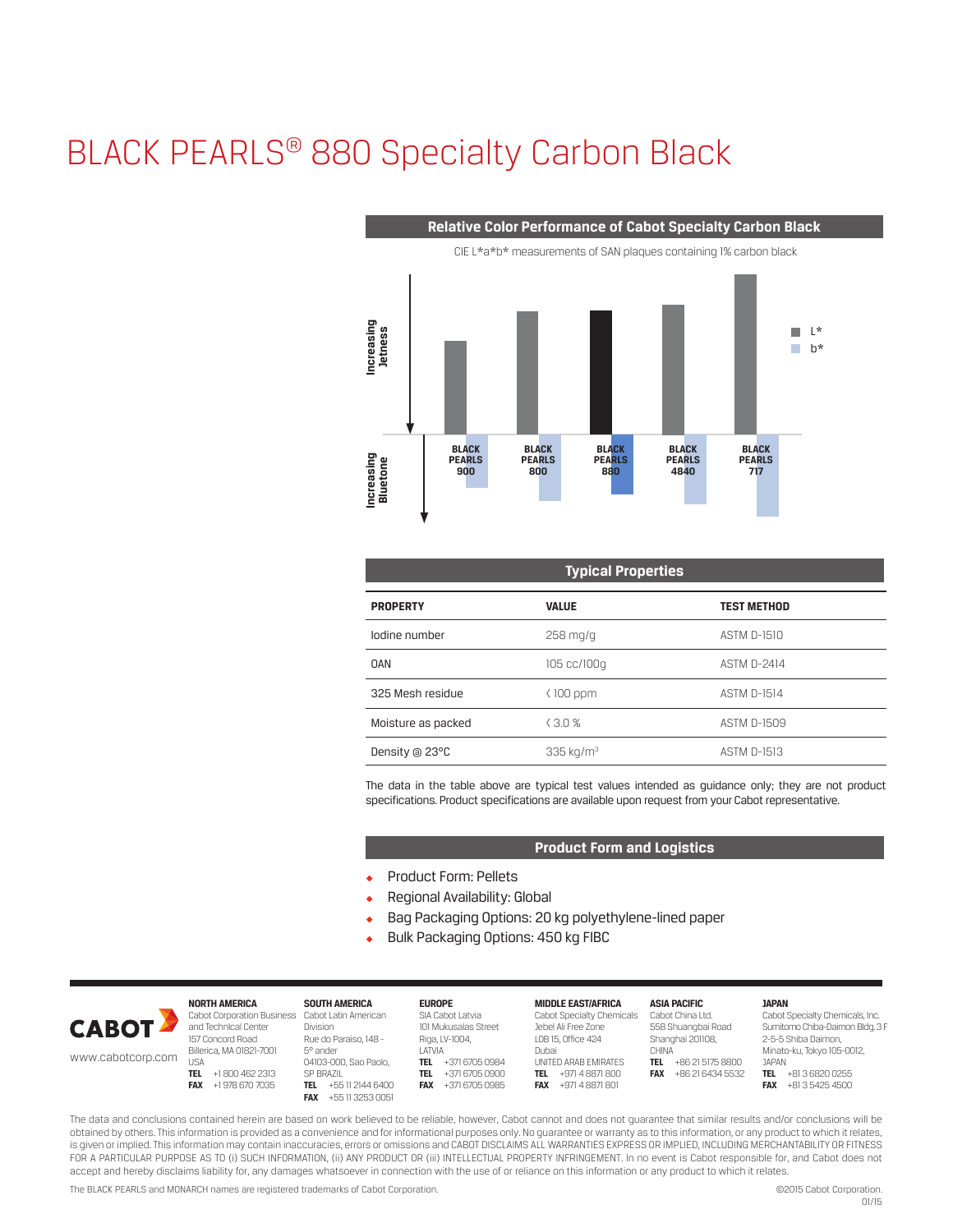# BLACK PEARLS® 880 Specialty Carbon Black

## Relative Color Performance of Cabot Specialty Carbon Black

CIE L*a*b* measurements of SAN plaques containing 1% carbon black

Increasing Jetness

Increasing Bluetone

BLACK PEARLS 900

BLACK PEARLS 800

BLACK PEARLS 880

BLACK PEARLS 4840

BLACK PEARLS 717

L*

b*

## Typical Properties

| PROPERTY | VALUE | TEST METHOD |
|---|---|---|
| Iodine number | 258 mg/g | ASTM D-1510 |
| OAN | 105 cc/100g | ASTM D-2414 |
| 325 Mesh residue | < 100 ppm | ASTM D-1514 |
| Moisture as packed | < 3.0 % | ASTM D-1509 |
| Density @ 23°C | 335 kg/m$^3$ | ASTM D-1513 |

The data in the table above are typical test values intended as guidance only; they are not product specifications. Product specifications are available upon request from your Cabot representative.

## Product Form and Logistics

- Product Form: Pellets
- Regional Availability: Global
- Bag Packaging Options: 20 kg polyethylene-lined paper
- Bulk Packaging Options: 450 kg FIBC

CABOT
www.cabotcorp.com

**NORTH AMERICA**
Cabot Corporation Business and Technical Center
157 Concord Road
Billerica, MA 01821-7001
USA
**TEL** +1 800 462 2313
**FAX** +1 978 670 7035

**SOUTH AMERICA**
Cabot Latin American Division
Rue do Paraiso, 148 - 5° ander
04103-000, Sao Paolo, SP BRAZIL
**TEL** +55 11 2144 6400
**FAX** +55 11 3253 0051

**EUROPE**
SIA Cabot Latvia
101 Mukusalas Street
Riga, LV-1004,
LATVIA
**TEL** +371 6705 0984
**TEL** +371 6705 0900
**FAX** +371 6705 0985

**MIDDLE EAST/AFRICA**
Cabot Specialty Chemicals
Jebel Ali Free Zone
LOB 15, Office 424
Dubai
UNITED ARAB EMIRATES
**TEL** +971 4 8871 800
**FAX** +971 4 8871 801

**ASIA PACIFIC**
Cabot China Ltd.
558 Shuangbai Road
Shanghai 201108,
CHINA
**TEL** +86 21 5175 8800
**FAX** +86 21 6434 5532

**JAPAN**
Cabot Specialty Chemicals, Inc.
Sumitomo Chiba-Daimon Bldg. 3 F
2-5-5 Shiba Daimon,
Minato-ku, Tokyo 105-0012,
JAPAN
**TEL** +81 3 6820 0255
**FAX** +81 3 5425 4500

The data and conclusions contained herein are based on work believed to be reliable, however, Cabot cannot and does not guarantee that similar results and/or conclusions will be obtained by others. This information is provided as a convenience and for informational purposes only. No guarantee or warranty as to this information, or any product to which it relates, is given or implied. This information may contain inaccuracies, errors or omissions and CABOT DISCLAIMS ALL WARRANTIES EXPRESS OR IMPLIED, INCLUDING MERCHANTABILITY OR FITNESS FOR A PARTICULAR PURPOSE AS TO (i) SUCH INFORMATION, (ii) ANY PRODUCT OR (iii) INTELLECTUAL PROPERTY INFRINGEMENT. In no event is Cabot responsible for, and Cabot does not accept and hereby disclaims liability for, any damages whatsoever in connection with the use of or reliance on this information or any product to which it relates.

The BLACK PEARLS and MONARCH names are registered trademarks of Cabot Corporation.

©2015 Cabot Corporation.
01/15